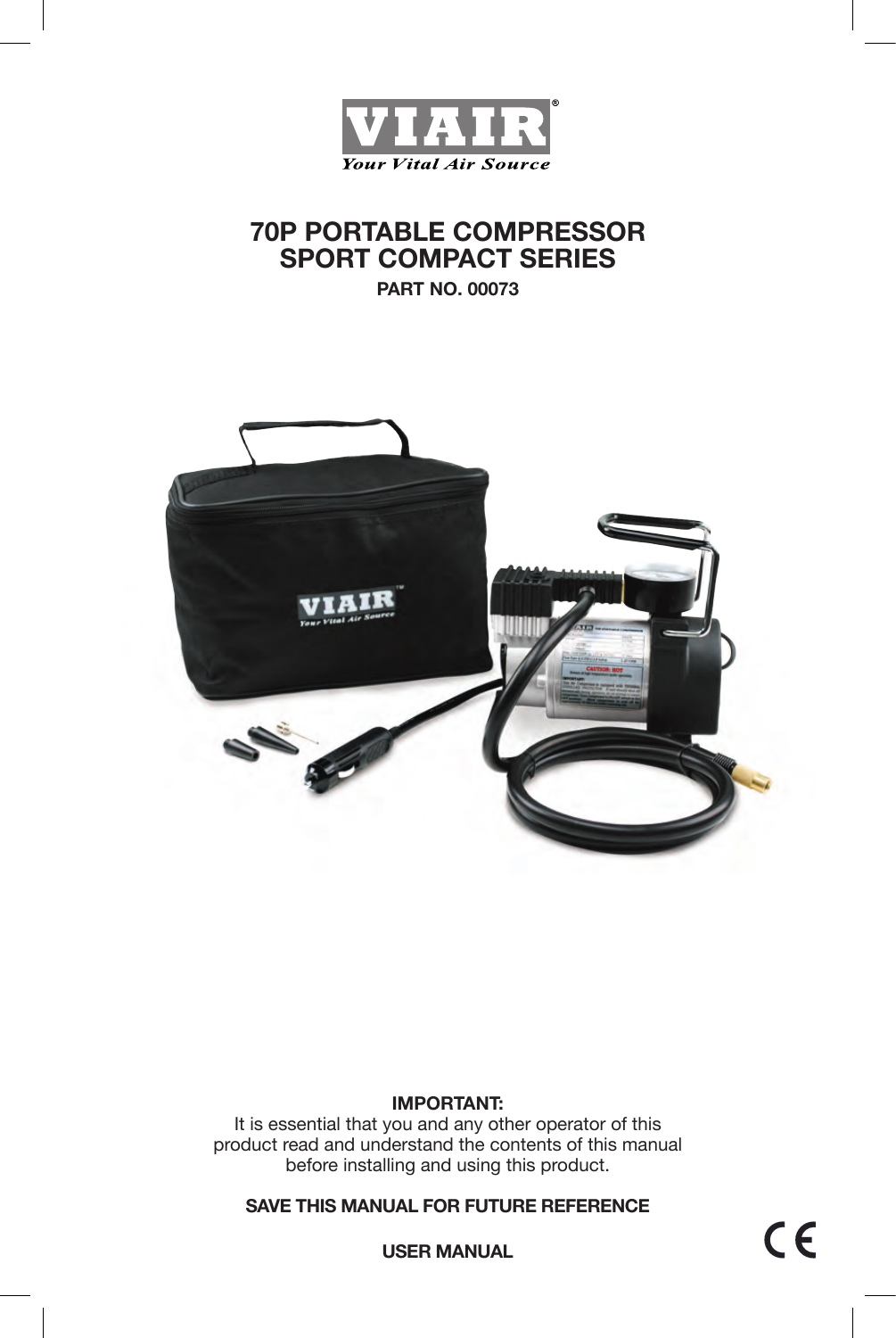VIAIR®

*Your Vital Air Source*

# 70P PORTABLE COMPRESSOR SPORT COMPACT SERIES

**PART NO. 00073**

**IMPORTANT:**

It is essential that you and any other operator of this product read and understand the contents of this manual before installing and using this product.

**SAVE THIS MANUAL FOR FUTURE REFERENCE**

**USER MANUAL**

CE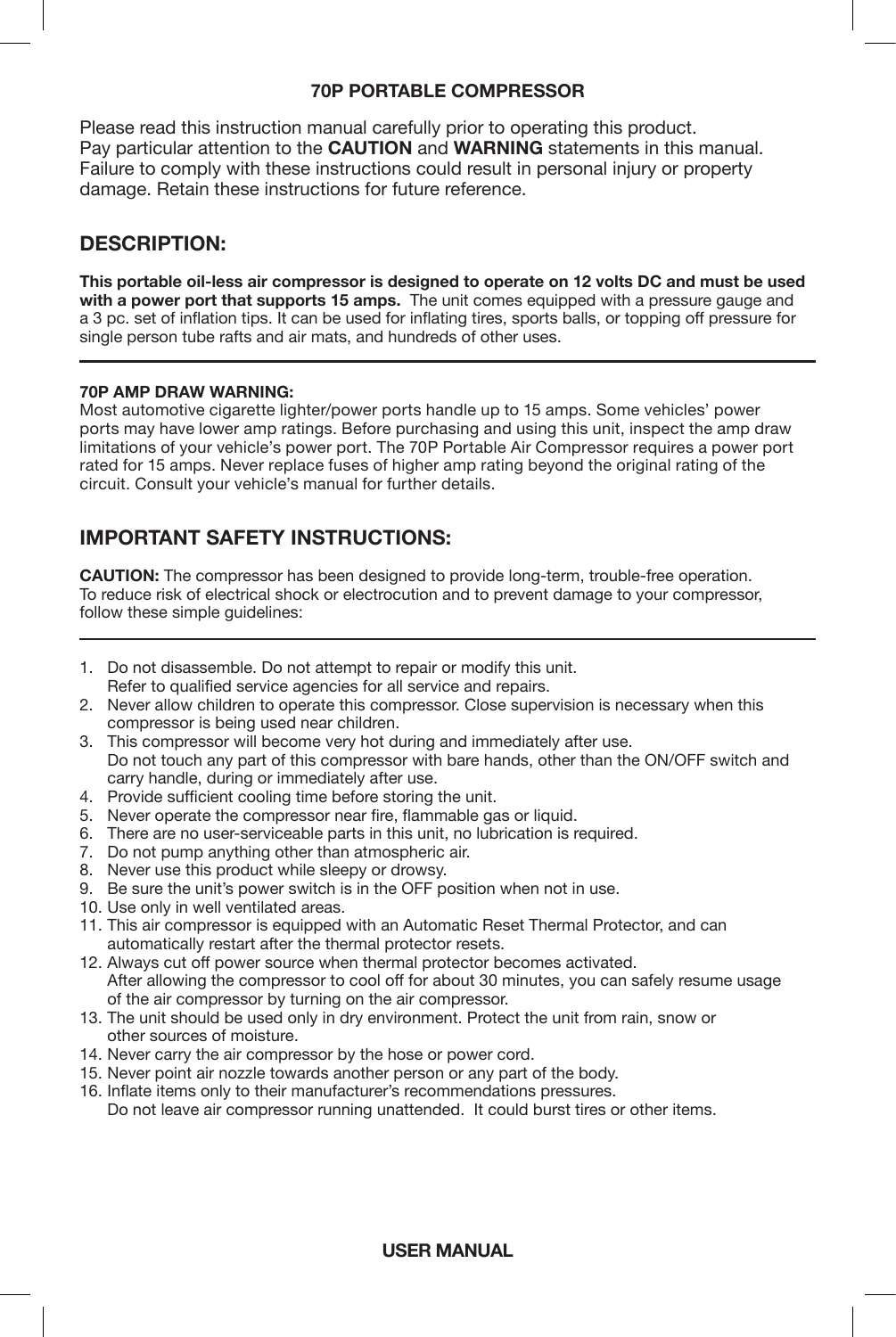# 70P PORTABLE COMPRESSOR

Please read this instruction manual carefully prior to operating this product.
Pay particular attention to the **CAUTION** and **WARNING** statements in this manual.
Failure to comply with these instructions could result in personal injury or property damage. Retain these instructions for future reference.

## DESCRIPTION:

**This portable oil-less air compressor is designed to operate on 12 volts DC and must be used with a power port that supports 15 amps.** The unit comes equipped with a pressure gauge and a 3 pc. set of inflation tips. It can be used for inflating tires, sports balls, or topping off pressure for single person tube rafts and air mats, and hundreds of other uses.

---

**70P AMP DRAW WARNING:**
Most automotive cigarette lighter/power ports handle up to 15 amps. Some vehicles' power ports may have lower amp ratings. Before purchasing and using this unit, inspect the amp draw limitations of your vehicle's power port. The 70P Portable Air Compressor requires a power port rated for 15 amps. Never replace fuses of higher amp rating beyond the original rating of the circuit. Consult your vehicle's manual for further details.

## IMPORTANT SAFETY INSTRUCTIONS:

**CAUTION:** The compressor has been designed to provide long-term, trouble-free operation. To reduce risk of electrical shock or electrocution and to prevent damage to your compressor, follow these simple guidelines:

---

1. Do not disassemble. Do not attempt to repair or modify this unit.
   Refer to qualified service agencies for all service and repairs.
2. Never allow children to operate this compressor. Close supervision is necessary when this compressor is being used near children.
3. This compressor will become very hot during and immediately after use.
   Do not touch any part of this compressor with bare hands, other than the ON/OFF switch and carry handle, during or immediately after use.
4. Provide sufficient cooling time before storing the unit.
5. Never operate the compressor near fire, flammable gas or liquid.
6. There are no user-serviceable parts in this unit, no lubrication is required.
7. Do not pump anything other than atmospheric air.
8. Never use this product while sleepy or drowsy.
9. Be sure the unit's power switch is in the OFF position when not in use.
10. Use only in well ventilated areas.
11. This air compressor is equipped with an Automatic Reset Thermal Protector, and can automatically restart after the thermal protector resets.
12. Always cut off power source when thermal protector becomes activated.
    After allowing the compressor to cool off for about 30 minutes, you can safely resume usage of the air compressor by turning on the air compressor.
13. The unit should be used only in dry environment. Protect the unit from rain, snow or other sources of moisture.
14. Never carry the air compressor by the hose or power cord.
15. Never point air nozzle towards another person or any part of the body.
16. Inflate items only to their manufacturer's recommendations pressures.
    Do not leave air compressor running unattended. It could burst tires or other items.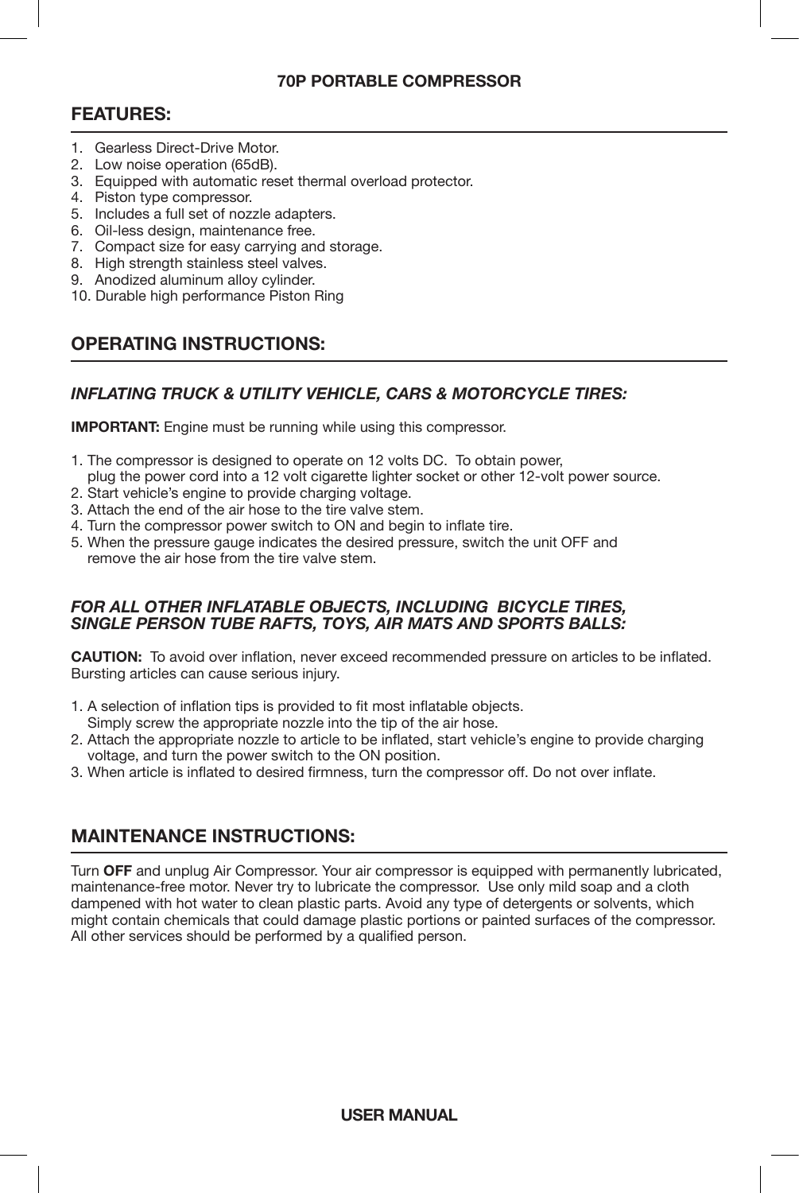# 70P PORTABLE COMPRESSOR

## FEATURES:

1. Gearless Direct-Drive Motor.
2. Low noise operation (65dB).
3. Equipped with automatic reset thermal overload protector.
4. Piston type compressor.
5. Includes a full set of nozzle adapters.
6. Oil-less design, maintenance free.
7. Compact size for easy carrying and storage.
8. High strength stainless steel valves.
9. Anodized aluminum alloy cylinder.
10. Durable high performance Piston Ring

## OPERATING INSTRUCTIONS:

### *INFLATING TRUCK & UTILITY VEHICLE, CARS & MOTORCYCLE TIRES:*

**IMPORTANT:** Engine must be running while using this compressor.

1. The compressor is designed to operate on 12 volts DC. To obtain power, plug the power cord into a 12 volt cigarette lighter socket or other 12-volt power source.
2. Start vehicle's engine to provide charging voltage.
3. Attach the end of the air hose to the tire valve stem.
4. Turn the compressor power switch to ON and begin to inflate tire.
5. When the pressure gauge indicates the desired pressure, switch the unit OFF and remove the air hose from the tire valve stem.

### *FOR ALL OTHER INFLATABLE OBJECTS, INCLUDING BICYCLE TIRES, SINGLE PERSON TUBE RAFTS, TOYS, AIR MATS AND SPORTS BALLS:*

**CAUTION:** To avoid over inflation, never exceed recommended pressure on articles to be inflated. Bursting articles can cause serious injury.

1. A selection of inflation tips is provided to fit most inflatable objects. Simply screw the appropriate nozzle into the tip of the air hose.
2. Attach the appropriate nozzle to article to be inflated, start vehicle's engine to provide charging voltage, and turn the power switch to the ON position.
3. When article is inflated to desired firmness, turn the compressor off. Do not over inflate.

## MAINTENANCE INSTRUCTIONS:

Turn **OFF** and unplug Air Compressor. Your air compressor is equipped with permanently lubricated, maintenance-free motor. Never try to lubricate the compressor. Use only mild soap and a cloth dampened with hot water to clean plastic parts. Avoid any type of detergents or solvents, which might contain chemicals that could damage plastic portions or painted surfaces of the compressor. All other services should be performed by a qualified person.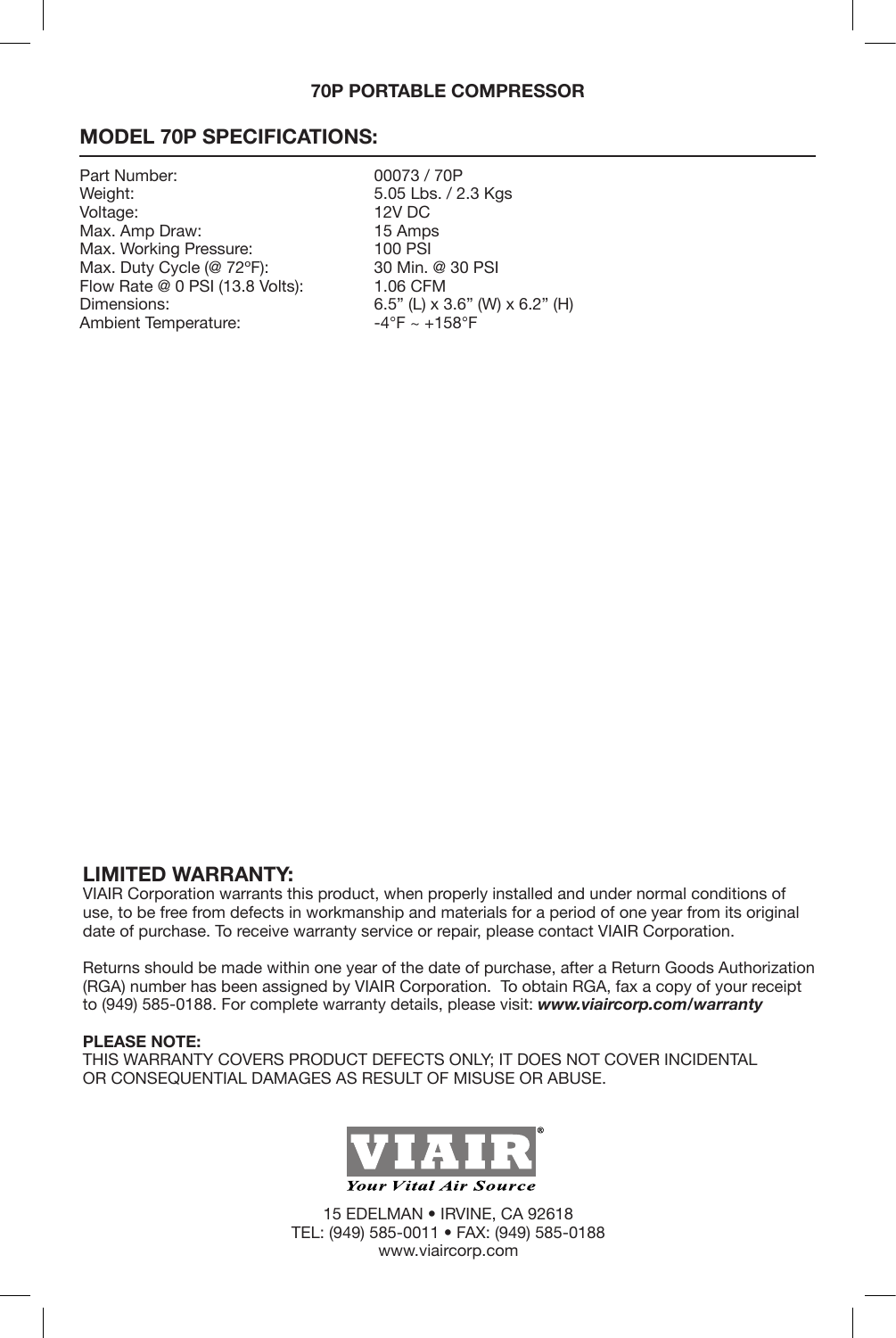**70P PORTABLE COMPRESSOR**

## MODEL 70P SPECIFICATIONS:

| | |
|---|---|
| Part Number: | 00073 / 70P |
| Weight: | 5.05 Lbs. / 2.3 Kgs |
| Voltage: | 12V DC |
| Max. Amp Draw: | 15 Amps |
| Max. Working Pressure: | 100 PSI |
| Max. Duty Cycle (@ 72°F): | 30 Min. @ 30 PSI |
| Flow Rate @ 0 PSI (13.8 Volts): | 1.06 CFM |
| Dimensions: | 6.5" (L) x 3.6" (W) x 6.2" (H) |
| Ambient Temperature: | -4°F ~ +158°F |

## LIMITED WARRANTY:

VIAIR Corporation warrants this product, when properly installed and under normal conditions of use, to be free from defects in workmanship and materials for a period of one year from its original date of purchase. To receive warranty service or repair, please contact VIAIR Corporation.

Returns should be made within one year of the date of purchase, after a Return Goods Authorization (RGA) number has been assigned by VIAIR Corporation. To obtain RGA, fax a copy of your receipt to (949) 585-0188. For complete warranty details, please visit: ***www.viaircorp.com/warranty***

**PLEASE NOTE:**
THIS WARRANTY COVERS PRODUCT DEFECTS ONLY; IT DOES NOT COVER INCIDENTAL OR CONSEQUENTIAL DAMAGES AS RESULT OF MISUSE OR ABUSE.

VIAIR®
*Your Vital Air Source*

15 EDELMAN • IRVINE, CA 92618
TEL: (949) 585-0011 • FAX: (949) 585-0188
www.viaircorp.com